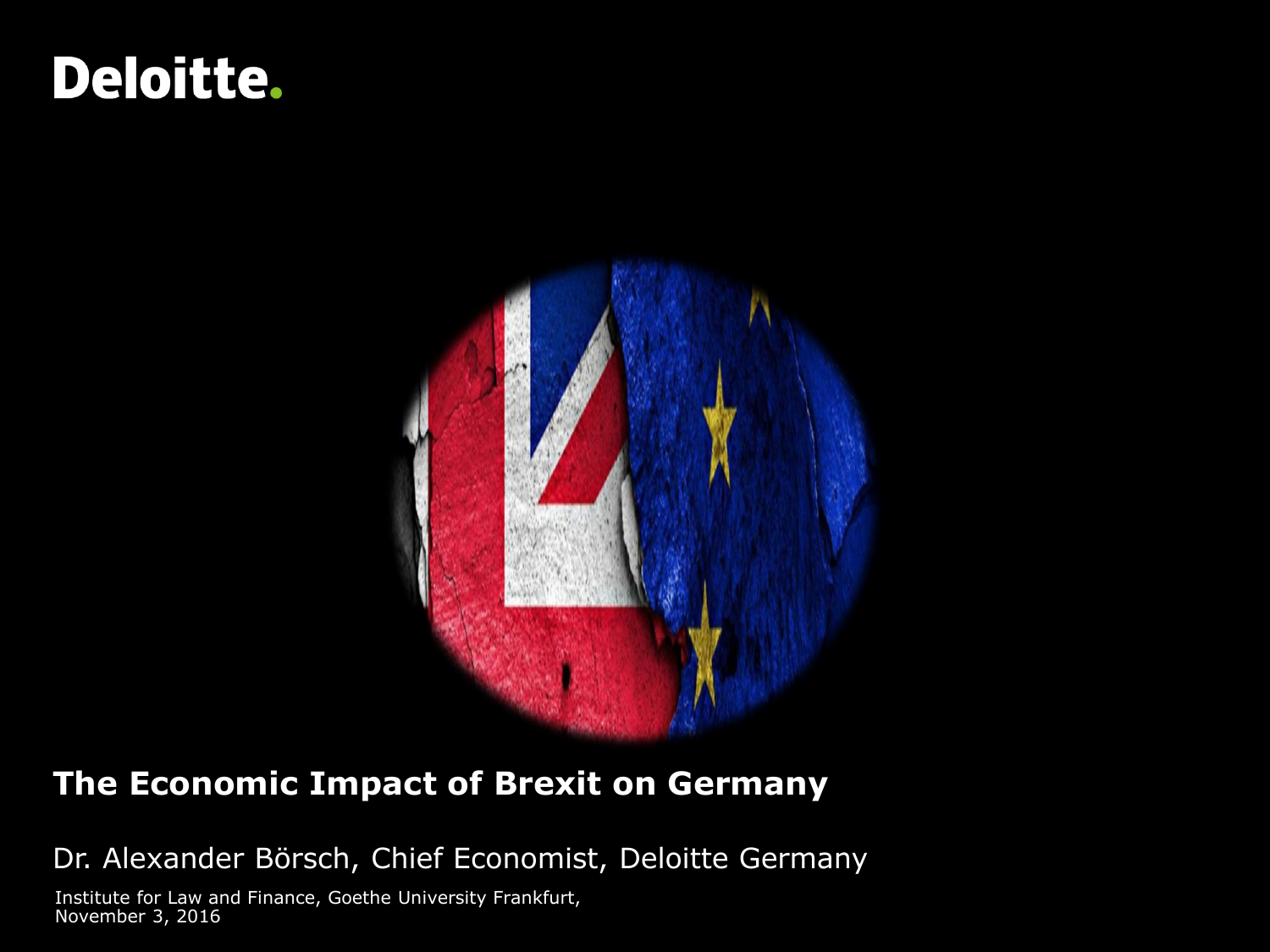Deloitte.

# The Economic Impact of Brexit on Germany

Dr. Alexander Börsch, Chief Economist, Deloitte Germany

Institute for Law and Finance, Goethe University Frankfurt,
November 3, 2016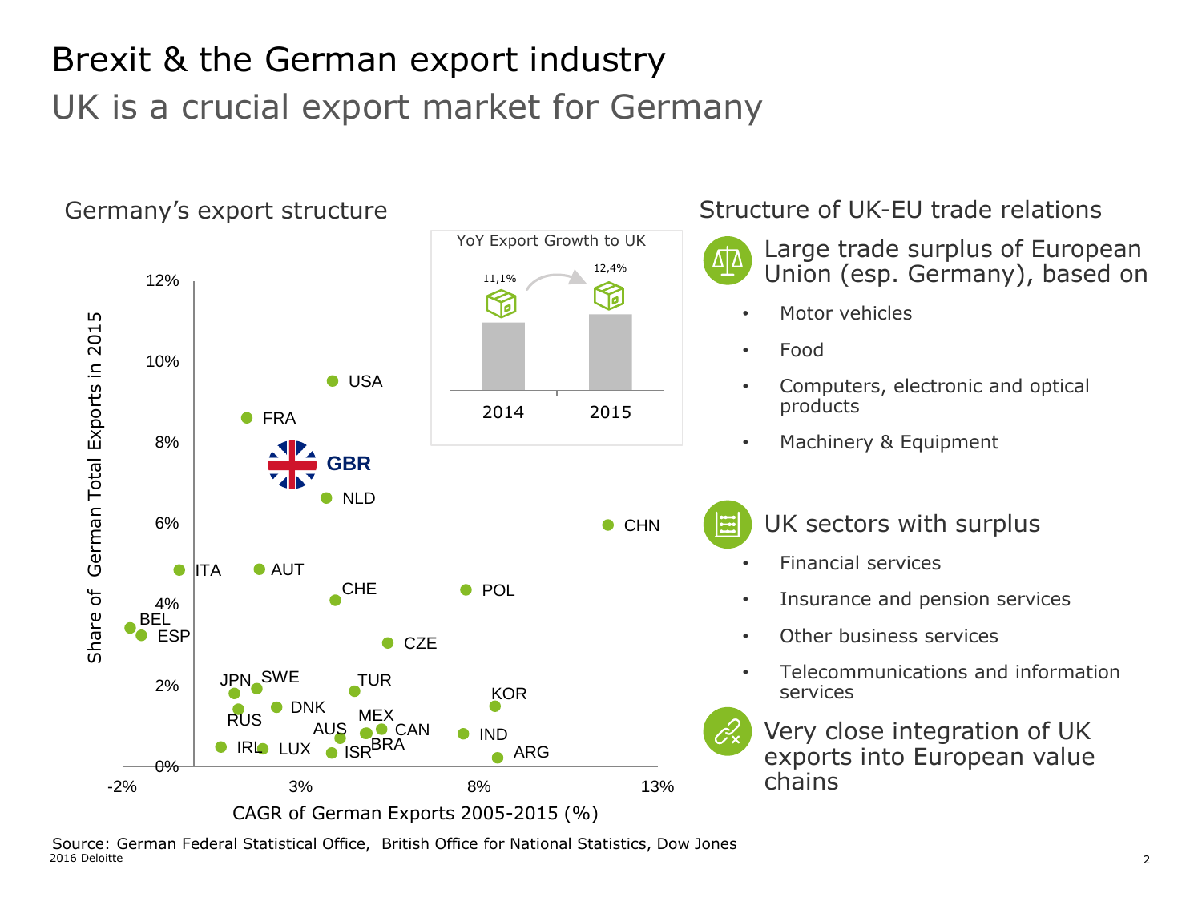# Brexit & the German export industry

## UK is a crucial export market for Germany

### Germany's export structure

YoY Export Growth to UK

| 2014 | 2015 |
|---|---|
| 11,1% | 12,4% |

Share of German Total Exports in 2015 (y-axis: 0%–12%) vs. CAGR of German Exports 2005-2015 (%) (x-axis: -2% to 13%)

USA, FRA, GBR, NLD, CHN, ITA, AUT, CHE, POL, BEL, ESP, CZE, JPN, SWE, TUR, KOR, RUS, DNK, MEX, AUS, CAN, IND, IRL, LUX, ISR, BRA, ARG

### Structure of UK-EU trade relations

**Large trade surplus of European Union (esp. Germany), based on**

- Motor vehicles
- Food
- Computers, electronic and optical products
- Machinery & Equipment

**UK sectors with surplus**

- Financial services
- Insurance and pension services
- Other business services
- Telecommunications and information services

**Very close integration of UK exports into European value chains**

Source: German Federal Statistical Office, British Office for National Statistics, Dow Jones

2016 Deloitte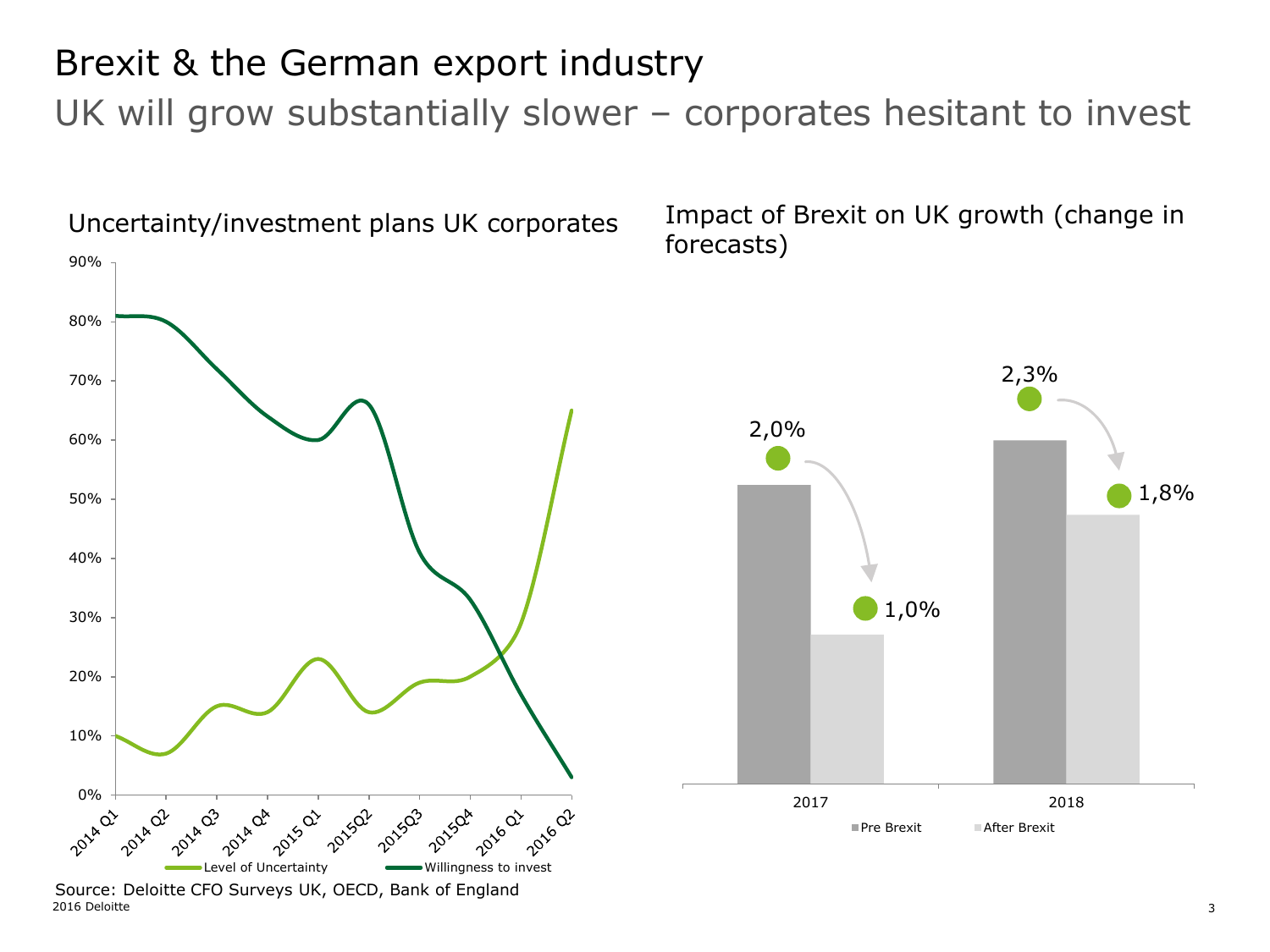# Brexit & the German export industry

## UK will grow substantially slower – corporates hesitant to invest

### Uncertainty/investment plans UK corporates

| | Level of Uncertainty | Willingness to invest |
|---|---|---|
| 2014 Q1 | 10% | 81% |
| 2014 Q2 | 7% | 80% |
| 2014 Q3 | 15% | 72% |
| 2014 Q4 | 14% | 64% |
| 2015 Q1 | 23% | 60% |
| 2015Q2 | 14% | 66% |
| 2015Q3 | 19% | 40% |
| 2015Q4 | 20% | 33% |
| 2016 Q1 | 28% | 17% |
| 2016 Q2 | 65% | 3% |

### Impact of Brexit on UK growth (change in forecasts)

| | Pre Brexit | After Brexit |
|---|---|---|
| 2017 | 2,0% | 1,0% |
| 2018 | 2,3% | 1,8% |

Source: Deloitte CFO Surveys UK, OECD, Bank of England

2016 Deloitte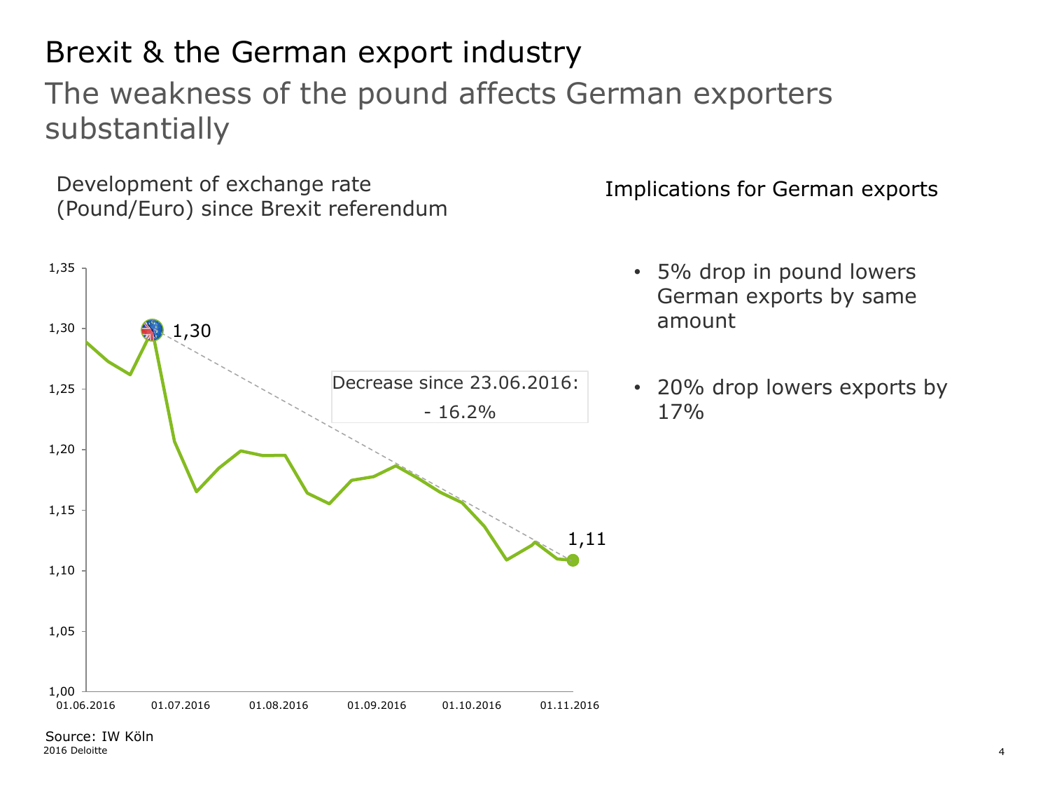# Brexit & the German export industry

## The weakness of the pound affects German exporters substantially

Development of exchange rate (Pound/Euro) since Brexit referendum

1,35
1,30
1,25
1,20
1,15
1,10
1,05
1,00

01.06.2016 01.07.2016 01.08.2016 01.09.2016 01.10.2016 01.11.2016

1,30

Decrease since 23.06.2016:
- 16.2%

1,11

Implications for German exports

- 5% drop in pound lowers German exports by same amount
- 20% drop lowers exports by 17%

Source: IW Köln

2016 Deloitte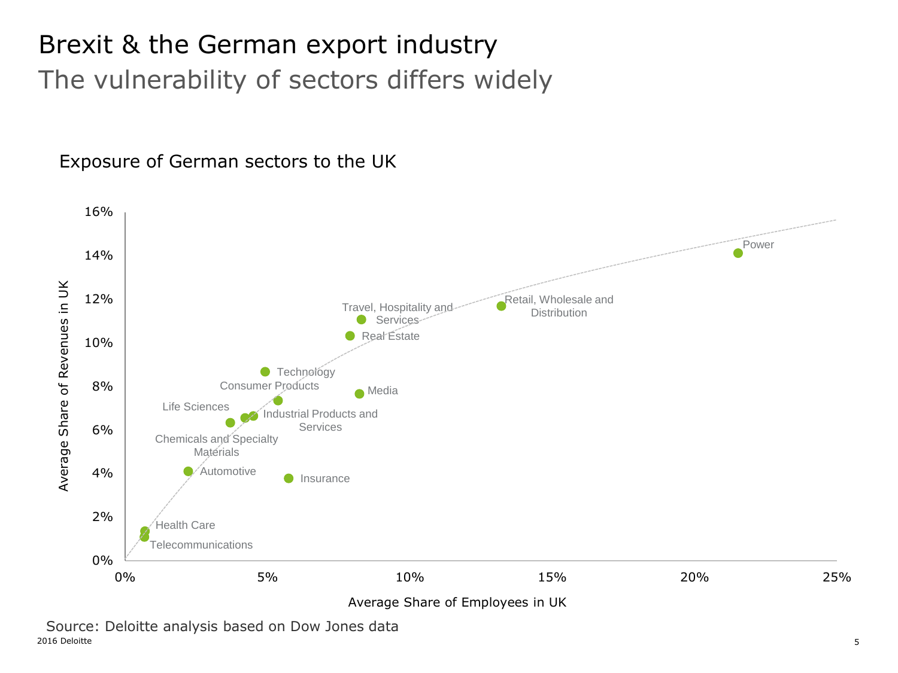# Brexit & the German export industry

## The vulnerability of sectors differs widely

### Exposure of German sectors to the UK

| Sector | Average Share of Employees in UK | Average Share of Revenues in UK |
|---|---|---|
| Health Care | ~0.7% | ~1.3% |
| Telecommunications | ~0.7% | ~1.1% |
| Automotive | ~2.2% | ~4.1% |
| Life Sciences | ~3.7% | ~6.3% |
| Chemicals and Specialty Materials | ~4.2% | ~6.6% |
| Industrial Products and Services | ~4.5% | ~6.6% |
| Consumer Products | ~5.4% | ~7.3% |
| Technology | ~4.9% | ~8.7% |
| Insurance | ~5.7% | ~3.8% |
| Real Estate | ~7.9% | ~10.3% |
| Travel, Hospitality and Services | ~8.3% | ~11.0% |
| Media | ~8.2% | ~7.6% |
| Retail, Wholesale and Distribution | ~13.2% | ~11.6% |
| Power | ~21.5% | ~14.1% |

Source: Deloitte analysis based on Dow Jones data

2016 Deloitte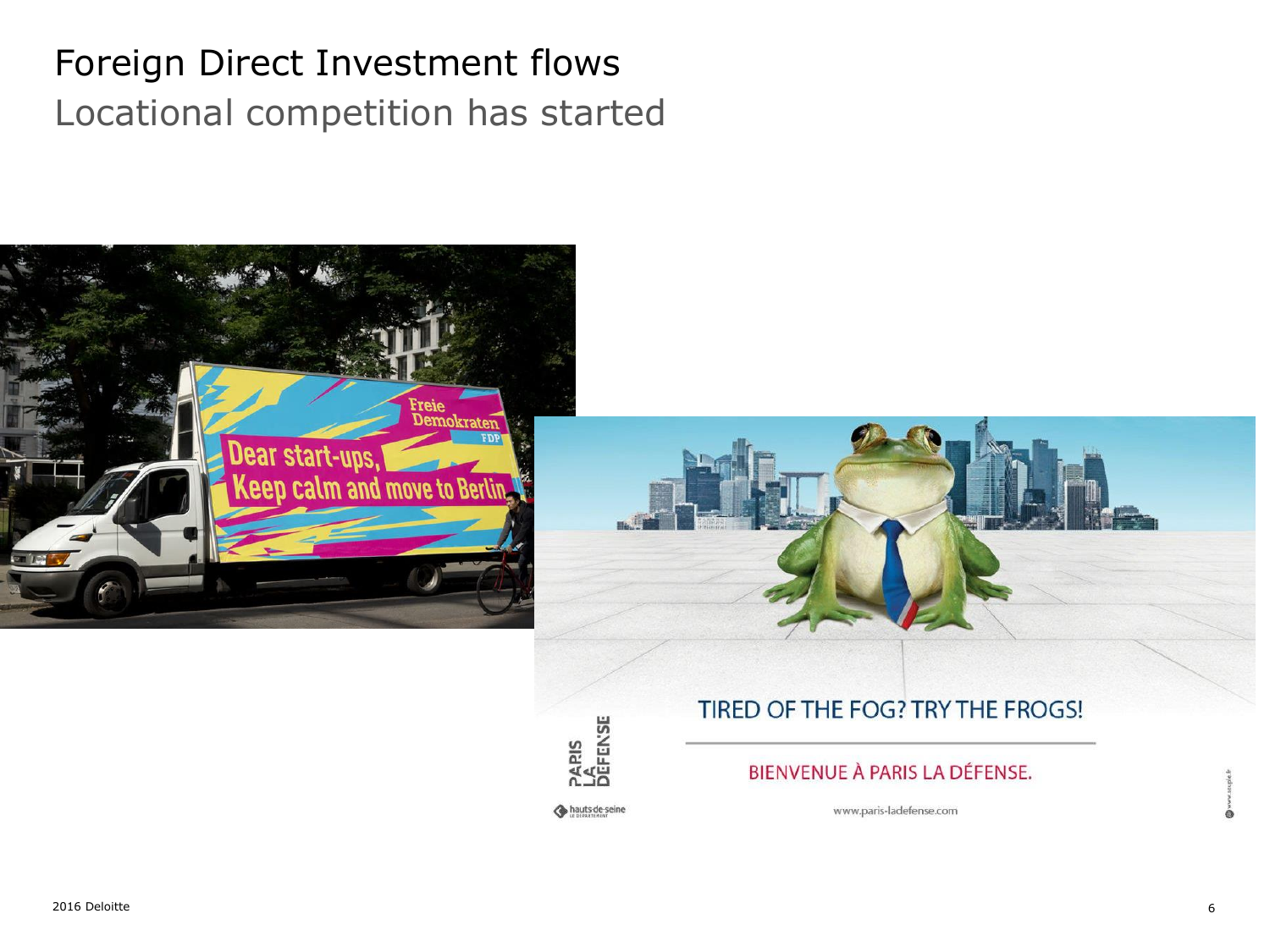# Foreign Direct Investment flows

## Locational competition has started

Freie Demokraten
FDP

Dear start-ups,
Keep calm and move to Berlin

TIRED OF THE FOG? TRY THE FROGS!

BIENVENUE À PARIS LA DÉFENSE.

PARIS LA DÉFENSE

hauts-de-seine

www.paris-ladefense.com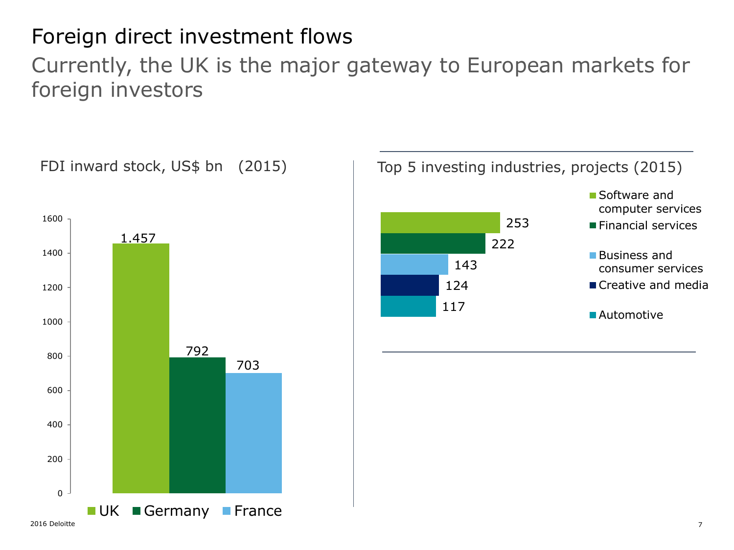# Foreign direct investment flows

## Currently, the UK is the major gateway to European markets for foreign investors

FDI inward stock, US$ bn (2015)

| Country | US$ bn |
|---|---|
| UK | 1.457 |
| Germany | 792 |
| France | 703 |

Top 5 investing industries, projects (2015)

| Industry | Projects |
|---|---|
| Software and computer services | 253 |
| Financial services | 222 |
| Business and consumer services | 143 |
| Creative and media | 124 |
| Automotive | 117 |

2016 Deloitte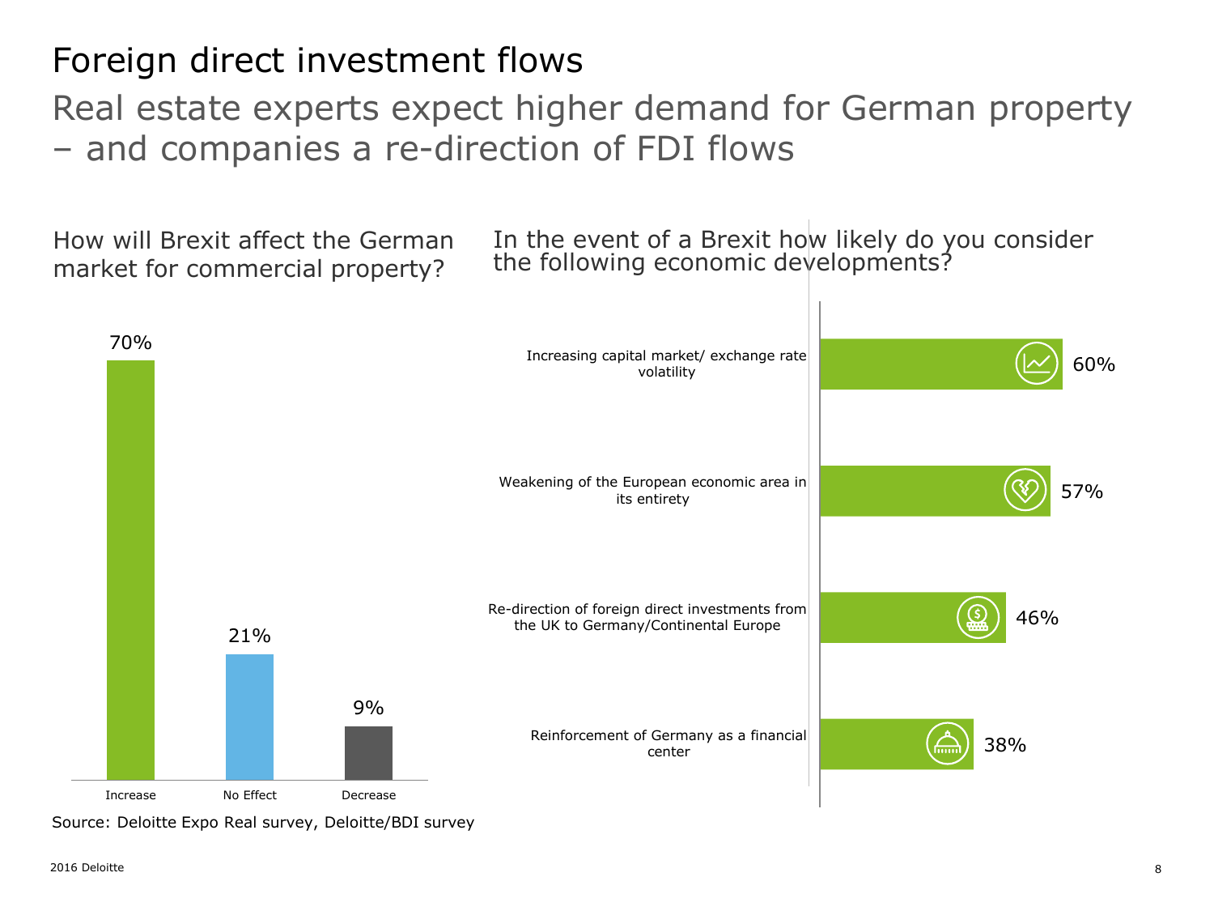# Foreign direct investment flows

## Real estate experts expect higher demand for German property – and companies a re-direction of FDI flows

### How will Brexit affect the German market for commercial property?

| | Share |
|---|---|
| Increase | 70% |
| No Effect | 21% |
| Decrease | 9% |

### In the event of a Brexit how likely do you consider the following economic developments?

| Development | Share |
|---|---|
| Increasing capital market/ exchange rate volatility | 60% |
| Weakening of the European economic area in its entirety | 57% |
| Re-direction of foreign direct investments from the UK to Germany/Continental Europe | 46% |
| Reinforcement of Germany as a financial center | 38% |

Source: Deloitte Expo Real survey, Deloitte/BDI survey

2016 Deloitte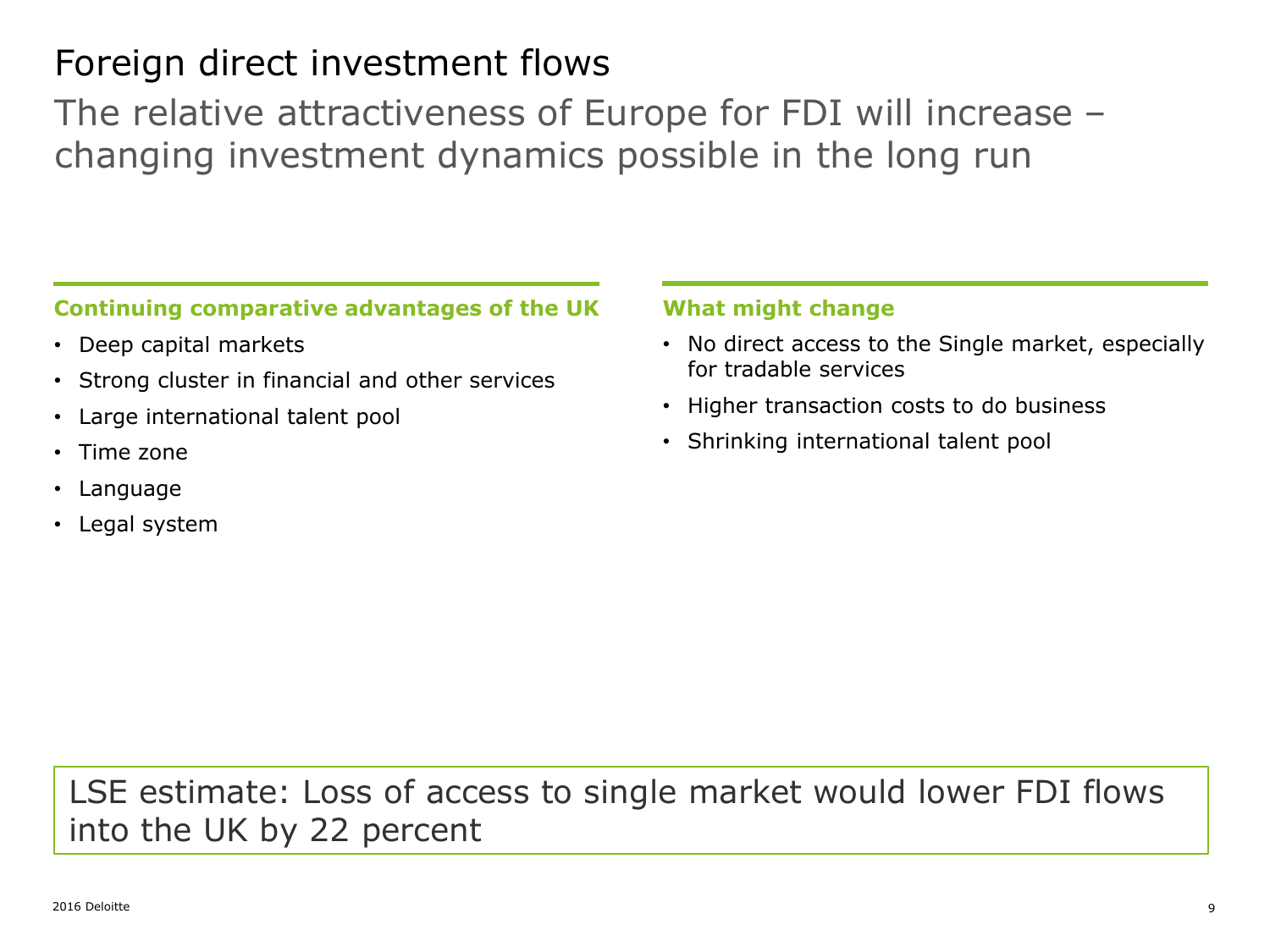# Foreign direct investment flows

## The relative attractiveness of Europe for FDI will increase – changing investment dynamics possible in the long run

**Continuing comparative advantages of the UK**

- Deep capital markets
- Strong cluster in financial and other services
- Large international talent pool
- Time zone
- Language
- Legal system

**What might change**

- No direct access to the Single market, especially for tradable services
- Higher transaction costs to do business
- Shrinking international talent pool

LSE estimate: Loss of access to single market would lower FDI flows into the UK by 22 percent

2016 Deloitte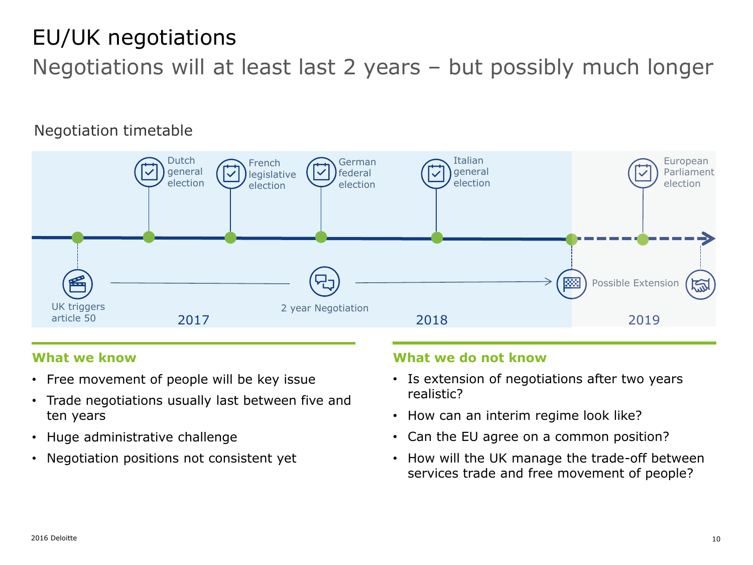# EU/UK negotiations

## Negotiations will at least last 2 years – but possibly much longer

### Negotiation timetable

- UK triggers article 50
- Dutch general election
- French legislative election
- German federal election
- Italian general election
- European Parliament election
- 2 year Negotiation
- Possible Extension

2017 | 2018 | 2019

### What we know

- Free movement of people will be key issue
- Trade negotiations usually last between five and ten years
- Huge administrative challenge
- Negotiation positions not consistent yet

### What we do not know

- Is extension of negotiations after two years realistic?
- How can an interim regime look like?
- Can the EU agree on a common position?
- How will the UK manage the trade-off between services trade and free movement of people?

2016 Deloitte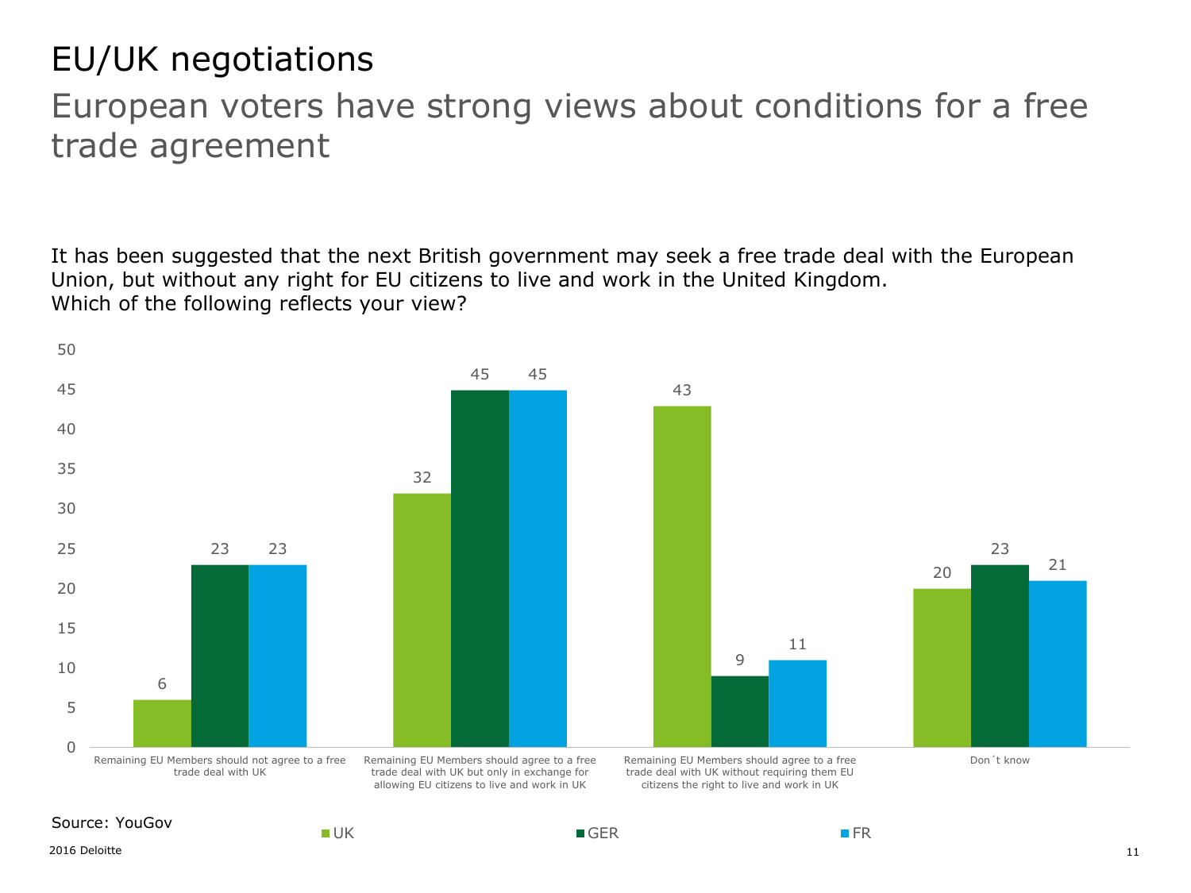# EU/UK negotiations

## European voters have strong views about conditions for a free trade agreement

It has been suggested that the next British government may seek a free trade deal with the European Union, but without any right for EU citizens to live and work in the United Kingdom.
Which of the following reflects your view?

| | UK | GER | FR |
|---|---|---|---|
| Remaining EU Members should not agree to a free trade deal with UK | 6 | 23 | 23 |
| Remaining EU Members should agree to a free trade deal with UK but only in exchange for allowing EU citizens to live and work in UK | 32 | 45 | 45 |
| Remaining EU Members should agree to a free trade deal with UK without requiring them EU citizens the right to live and work in UK | 43 | 9 | 11 |
| Don´t know | 20 | 23 | 21 |

Source: YouGov

2016 Deloitte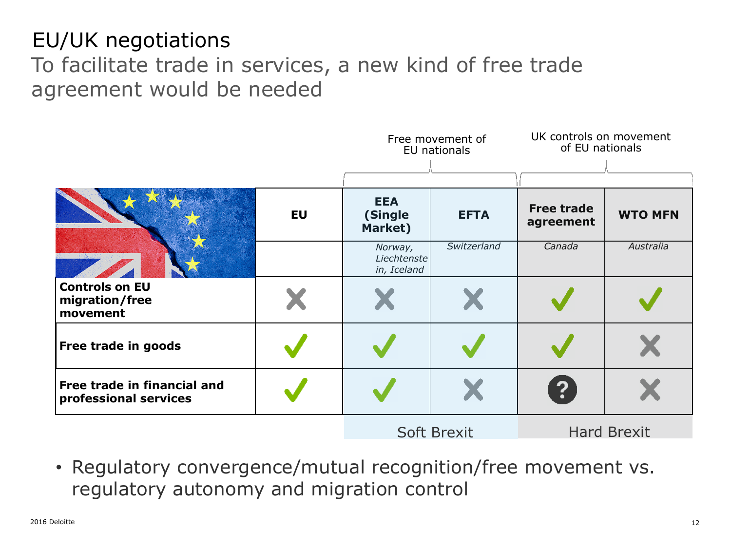# EU/UK negotiations

## To facilitate trade in services, a new kind of free trade agreement would be needed

| | | Free movement of EU nationals | | UK controls on movement of EU nationals | |
|---|---|---|---|---|---|
| | **EU** | **EEA (Single Market)** | **EFTA** | **Free trade agreement** | **WTO MFN** |
| | | *Norway, Liechtenstein, Iceland* | *Switzerland* | *Canada* | *Australia* |
| **Controls on EU migration/free movement** | ✗ | ✗ | ✗ | ✓ | ✓ |
| **Free trade in goods** | ✓ | ✓ | ✓ | ✓ | ✗ |
| **Free trade in financial and professional services** | ✓ | ✓ | ✗ | ? | ✗ |
| | | Soft Brexit | | Hard Brexit | |

- Regulatory convergence/mutual recognition/free movement vs. regulatory autonomy and migration control

2016 Deloitte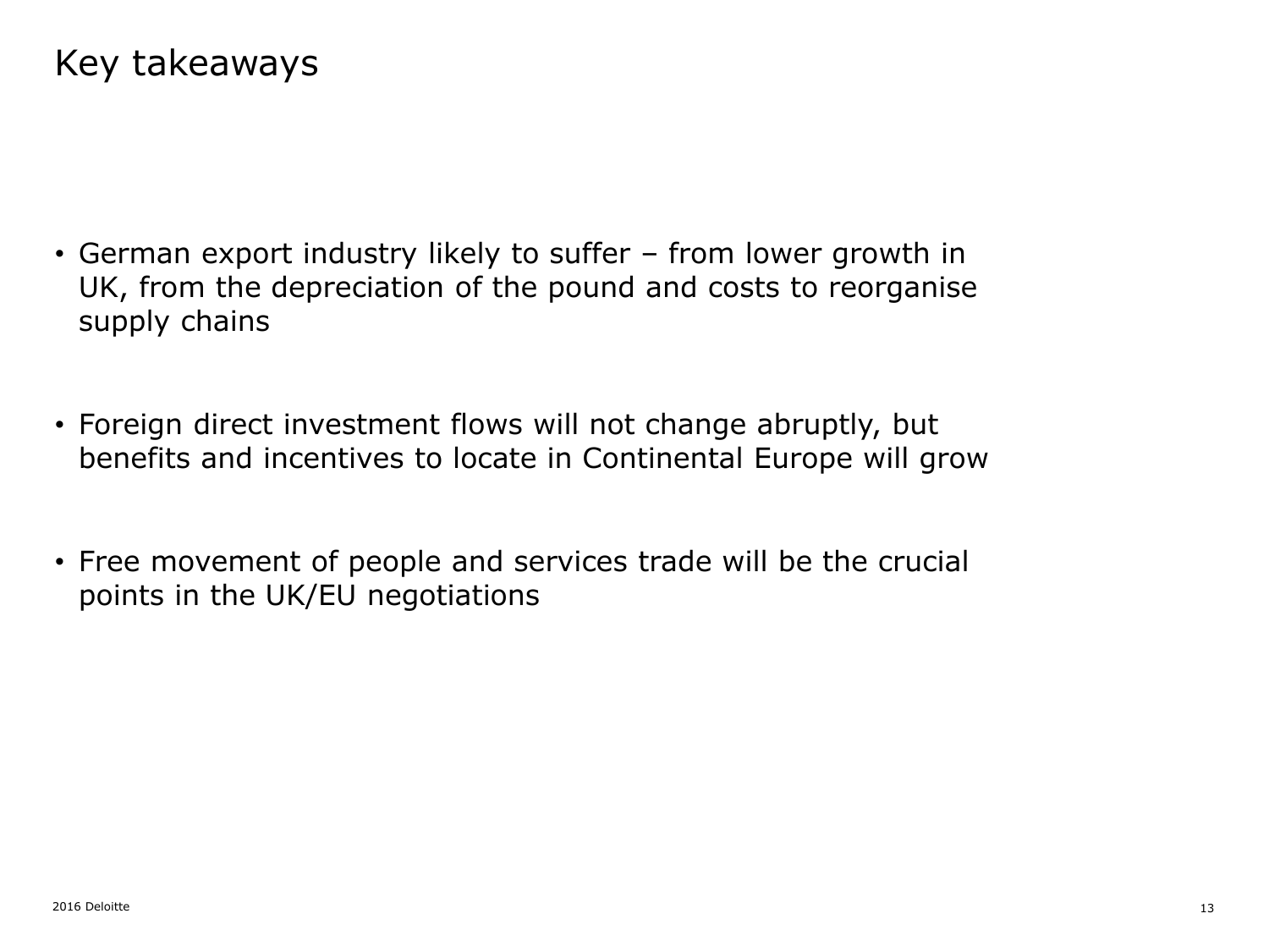# Key takeaways

- German export industry likely to suffer – from lower growth in UK, from the depreciation of the pound and costs to reorganise supply chains
- Foreign direct investment flows will not change abruptly, but benefits and incentives to locate in Continental Europe will grow
- Free movement of people and services trade will be the crucial points in the UK/EU negotiations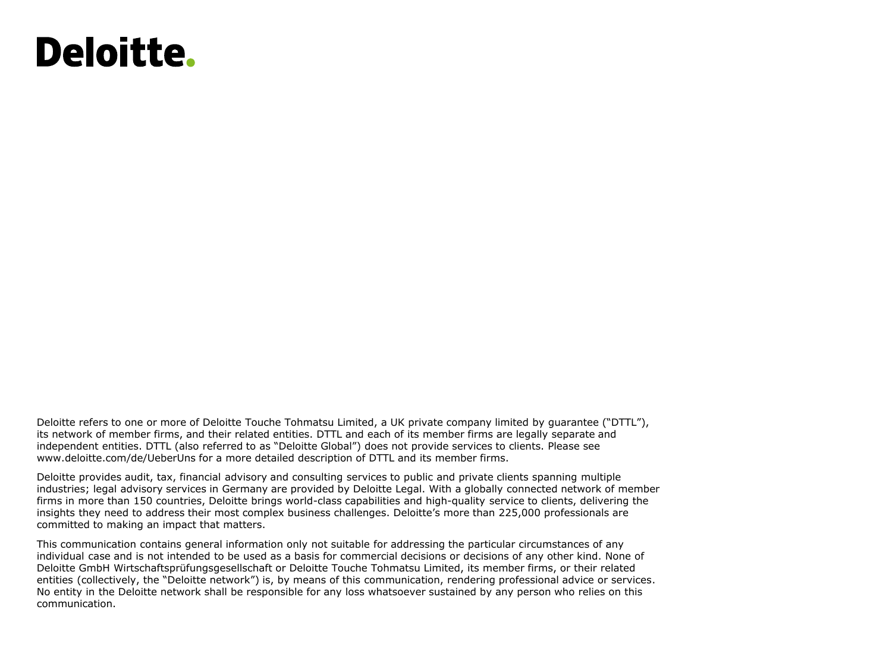**Deloitte.**

Deloitte refers to one or more of Deloitte Touche Tohmatsu Limited, a UK private company limited by guarantee (“DTTL”), its network of member firms, and their related entities. DTTL and each of its member firms are legally separate and independent entities. DTTL (also referred to as “Deloitte Global”) does not provide services to clients. Please see www.deloitte.com/de/UeberUns for a more detailed description of DTTL and its member firms.

Deloitte provides audit, tax, financial advisory and consulting services to public and private clients spanning multiple industries; legal advisory services in Germany are provided by Deloitte Legal. With a globally connected network of member firms in more than 150 countries, Deloitte brings world-class capabilities and high-quality service to clients, delivering the insights they need to address their most complex business challenges. Deloitte’s more than 225,000 professionals are committed to making an impact that matters.

This communication contains general information only not suitable for addressing the particular circumstances of any individual case and is not intended to be used as a basis for commercial decisions or decisions of any other kind. None of Deloitte GmbH Wirtschaftsprüfungsgesellschaft or Deloitte Touche Tohmatsu Limited, its member firms, or their related entities (collectively, the “Deloitte network”) is, by means of this communication, rendering professional advice or services. No entity in the Deloitte network shall be responsible for any loss whatsoever sustained by any person who relies on this communication.